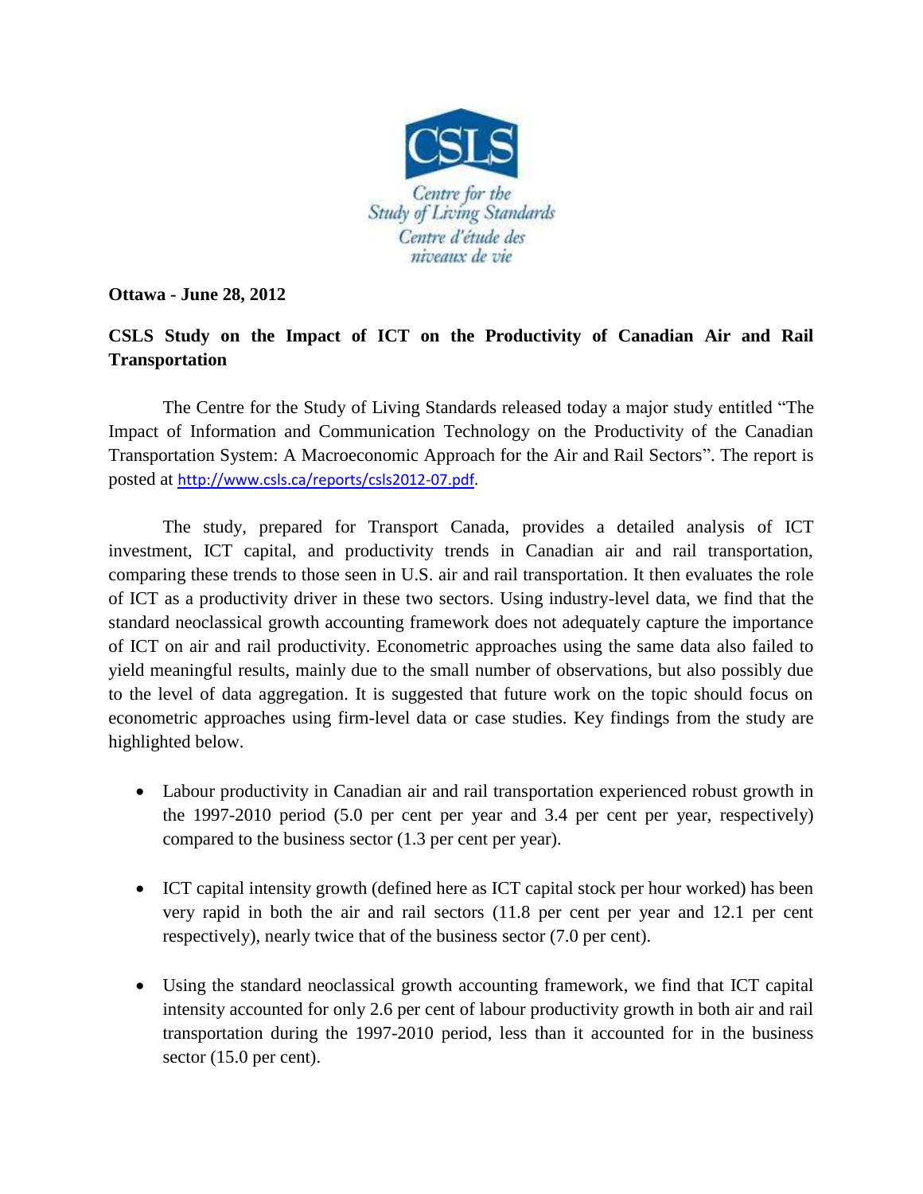**Ottawa - June 28, 2012**

**CSLS Study on the Impact of ICT on the Productivity of Canadian Air and Rail Transportation**

The Centre for the Study of Living Standards released today a major study entitled "The Impact of Information and Communication Technology on the Productivity of the Canadian Transportation System: A Macroeconomic Approach for the Air and Rail Sectors". The report is posted at http://www.csls.ca/reports/csls2012-07.pdf.

The study, prepared for Transport Canada, provides a detailed analysis of ICT investment, ICT capital, and productivity trends in Canadian air and rail transportation, comparing these trends to those seen in U.S. air and rail transportation. It then evaluates the role of ICT as a productivity driver in these two sectors. Using industry-level data, we find that the standard neoclassical growth accounting framework does not adequately capture the importance of ICT on air and rail productivity. Econometric approaches using the same data also failed to yield meaningful results, mainly due to the small number of observations, but also possibly due to the level of data aggregation. It is suggested that future work on the topic should focus on econometric approaches using firm-level data or case studies. Key findings from the study are highlighted below.

- Labour productivity in Canadian air and rail transportation experienced robust growth in the 1997-2010 period (5.0 per cent per year and 3.4 per cent per year, respectively) compared to the business sector (1.3 per cent per year).

- ICT capital intensity growth (defined here as ICT capital stock per hour worked) has been very rapid in both the air and rail sectors (11.8 per cent per year and 12.1 per cent respectively), nearly twice that of the business sector (7.0 per cent).

- Using the standard neoclassical growth accounting framework, we find that ICT capital intensity accounted for only 2.6 per cent of labour productivity growth in both air and rail transportation during the 1997-2010 period, less than it accounted for in the business sector (15.0 per cent).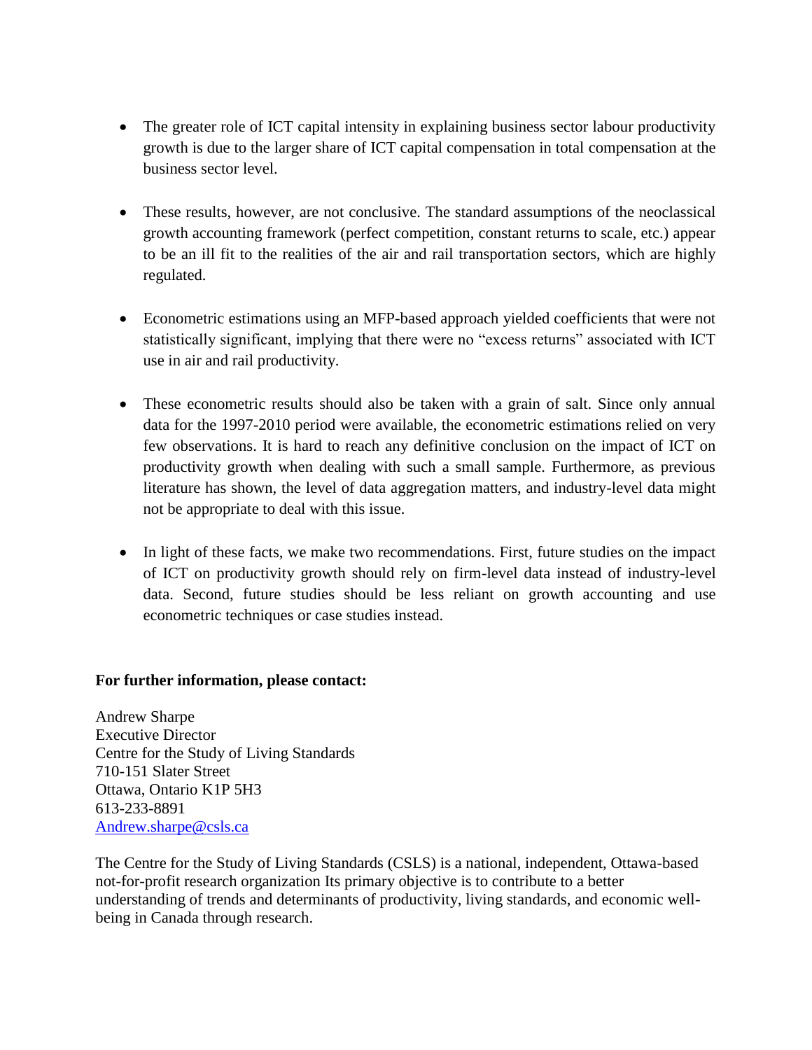- The greater role of ICT capital intensity in explaining business sector labour productivity growth is due to the larger share of ICT capital compensation in total compensation at the business sector level.

- These results, however, are not conclusive. The standard assumptions of the neoclassical growth accounting framework (perfect competition, constant returns to scale, etc.) appear to be an ill fit to the realities of the air and rail transportation sectors, which are highly regulated.

- Econometric estimations using an MFP-based approach yielded coefficients that were not statistically significant, implying that there were no "excess returns" associated with ICT use in air and rail productivity.

- These econometric results should also be taken with a grain of salt. Since only annual data for the 1997-2010 period were available, the econometric estimations relied on very few observations. It is hard to reach any definitive conclusion on the impact of ICT on productivity growth when dealing with such a small sample. Furthermore, as previous literature has shown, the level of data aggregation matters, and industry-level data might not be appropriate to deal with this issue.

- In light of these facts, we make two recommendations. First, future studies on the impact of ICT on productivity growth should rely on firm-level data instead of industry-level data. Second, future studies should be less reliant on growth accounting and use econometric techniques or case studies instead.

**For further information, please contact:**

Andrew Sharpe
Executive Director
Centre for the Study of Living Standards
710-151 Slater Street
Ottawa, Ontario K1P 5H3
613-233-8891
[Andrew.sharpe@csls.ca](mailto:Andrew.sharpe@csls.ca)

The Centre for the Study of Living Standards (CSLS) is a national, independent, Ottawa-based not-for-profit research organization Its primary objective is to contribute to a better understanding of trends and determinants of productivity, living standards, and economic well-being in Canada through research.